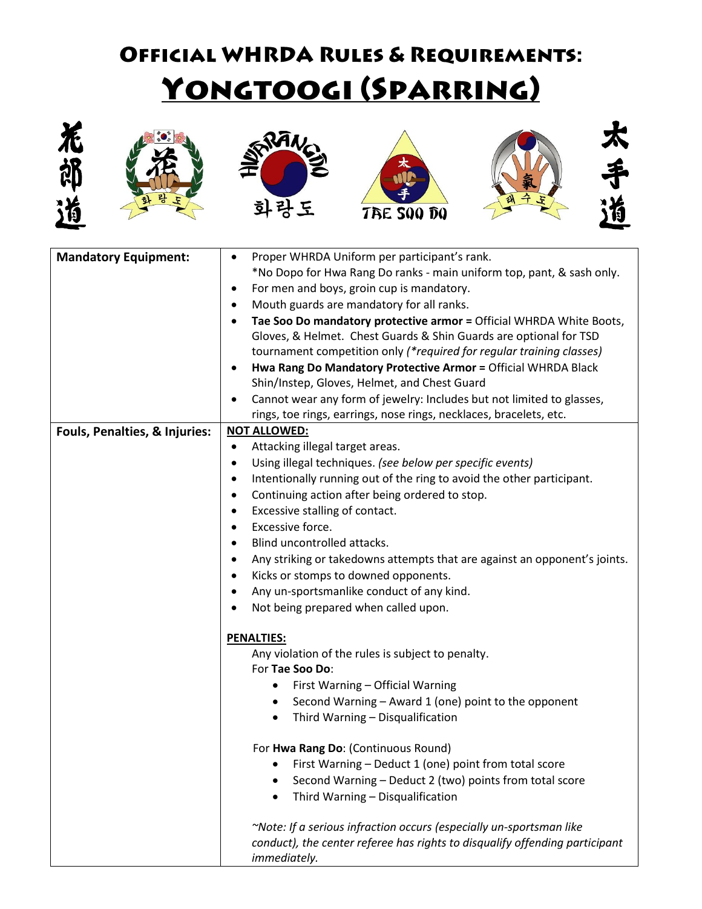# Official WHRDA Rules & Requirements:

## Yongtoogi (Sparring)

花郎道 화랑도 TAE SOO DO 태수도 太手道

| | |
|---|---|
| **Mandatory Equipment:** | • Proper WHRDA Uniform per participant's rank.<br>*No Dopo for Hwa Rang Do ranks - main uniform top, pant, & sash only.<br>• For men and boys, groin cup is mandatory.<br>• Mouth guards are mandatory for all ranks.<br>• **Tae Soo Do mandatory protective armor =** Official WHRDA White Boots, Gloves, & Helmet. Chest Guards & Shin Guards are optional for TSD tournament competition only *(*required for regular training classes)*<br>• **Hwa Rang Do Mandatory Protective Armor =** Official WHRDA Black Shin/Instep, Gloves, Helmet, and Chest Guard<br>• Cannot wear any form of jewelry: Includes but not limited to glasses, rings, toe rings, earrings, nose rings, necklaces, bracelets, etc. |
| **Fouls, Penalties, & Injuries:** | **NOT ALLOWED:**<br>• Attacking illegal target areas.<br>• Using illegal techniques. *(see below per specific events)*<br>• Intentionally running out of the ring to avoid the other participant.<br>• Continuing action after being ordered to stop.<br>• Excessive stalling of contact.<br>• Excessive force.<br>• Blind uncontrolled attacks.<br>• Any striking or takedowns attempts that are against an opponent's joints.<br>• Kicks or stomps to downed opponents.<br>• Any un-sportsmanlike conduct of any kind.<br>• Not being prepared when called upon.<br><br>**PENALTIES:**<br>Any violation of the rules is subject to penalty.<br>For **Tae Soo Do**:<br>• First Warning – Official Warning<br>• Second Warning – Award 1 (one) point to the opponent<br>• Third Warning – Disqualification<br><br>For **Hwa Rang Do**: (Continuous Round)<br>• First Warning – Deduct 1 (one) point from total score<br>• Second Warning – Deduct 2 (two) points from total score<br>• Third Warning – Disqualification<br><br>*~Note: If a serious infraction occurs (especially un-sportsman like conduct), the center referee has rights to disqualify offending participant immediately.* |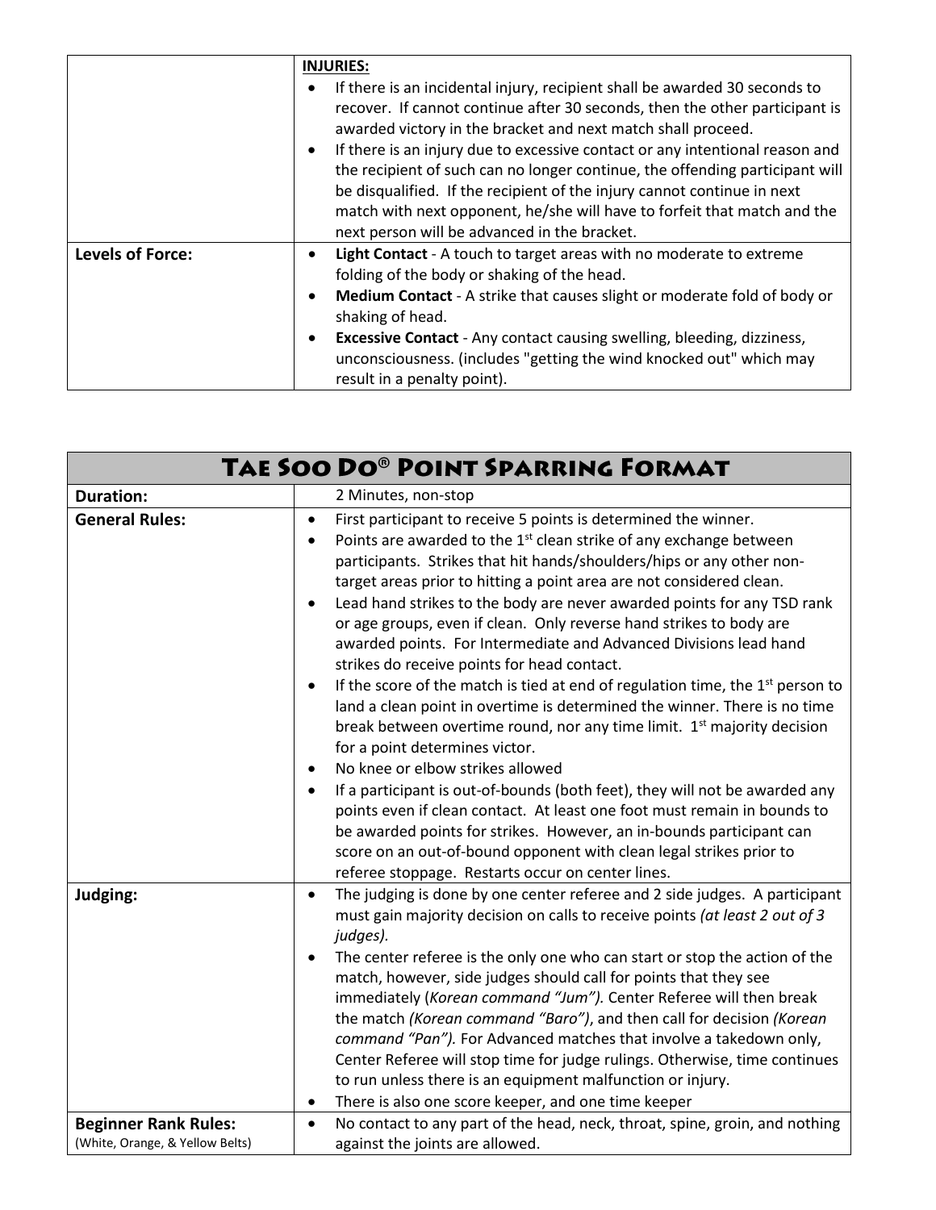| | |
|---|---|
| | **INJURIES:**<br>• If there is an incidental injury, recipient shall be awarded 30 seconds to recover. If cannot continue after 30 seconds, then the other participant is awarded victory in the bracket and next match shall proceed.<br>• If there is an injury due to excessive contact or any intentional reason and the recipient of such can no longer continue, the offending participant will be disqualified. If the recipient of the injury cannot continue in next match with next opponent, he/she will have to forfeit that match and the next person will be advanced in the bracket. |
| **Levels of Force:** | • **Light Contact** - A touch to target areas with no moderate to extreme folding of the body or shaking of the head.<br>• **Medium Contact** - A strike that causes slight or moderate fold of body or shaking of head.<br>• **Excessive Contact** - Any contact causing swelling, bleeding, dizziness, unconsciousness. (includes "getting the wind knocked out" which may result in a penalty point). |

| **Tae Soo Do® Point Sparring Format** | |
|---|---|
| **Duration:** | 2 Minutes, non-stop |
| **General Rules:** | • First participant to receive 5 points is determined the winner.<br>• Points are awarded to the 1st clean strike of any exchange between participants. Strikes that hit hands/shoulders/hips or any other non-target areas prior to hitting a point area are not considered clean.<br>• Lead hand strikes to the body are never awarded points for any TSD rank or age groups, even if clean. Only reverse hand strikes to body are awarded points. For Intermediate and Advanced Divisions lead hand strikes do receive points for head contact.<br>• If the score of the match is tied at end of regulation time, the 1st person to land a clean point in overtime is determined the winner. There is no time break between overtime round, nor any time limit. 1st majority decision for a point determines victor.<br>• No knee or elbow strikes allowed<br>• If a participant is out-of-bounds (both feet), they will not be awarded any points even if clean contact. At least one foot must remain in bounds to be awarded points for strikes. However, an in-bounds participant can score on an out-of-bound opponent with clean legal strikes prior to referee stoppage. Restarts occur on center lines. |
| **Judging:** | • The judging is done by one center referee and 2 side judges. A participant must gain majority decision on calls to receive points *(at least 2 out of 3 judges).*<br>• The center referee is the only one who can start or stop the action of the match, however, side judges should call for points that they see immediately (*Korean command "Jum").* Center Referee will then break the match *(Korean command "Baro")*, and then call for decision *(Korean command "Pan").* For Advanced matches that involve a takedown only, Center Referee will stop time for judge rulings. Otherwise, time continues to run unless there is an equipment malfunction or injury.<br>• There is also one score keeper, and one time keeper |
| **Beginner Rank Rules:**<br>(White, Orange, & Yellow Belts) | • No contact to any part of the head, neck, throat, spine, groin, and nothing against the joints are allowed. |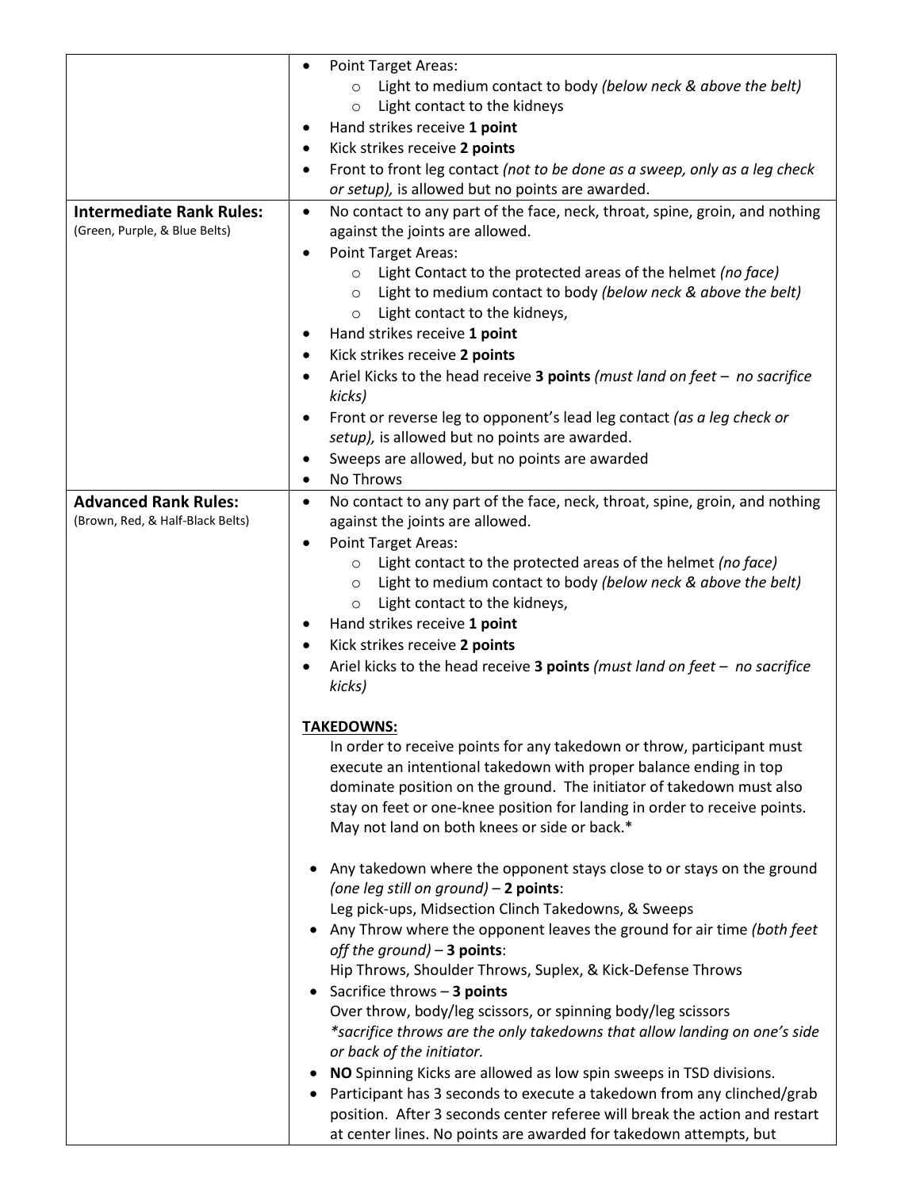| | |
|---|---|
| | • Point Target Areas:<br>  ○ Light to medium contact to body *(below neck & above the belt)*<br>  ○ Light contact to the kidneys<br>• Hand strikes receive **1 point**<br>• Kick strikes receive **2 points**<br>• Front to front leg contact *(not to be done as a sweep, only as a leg check or setup),* is allowed but no points are awarded. |
| **Intermediate Rank Rules:**<br>(Green, Purple, & Blue Belts) | • No contact to any part of the face, neck, throat, spine, groin, and nothing against the joints are allowed.<br>• Point Target Areas:<br>  ○ Light Contact to the protected areas of the helmet *(no face)*<br>  ○ Light to medium contact to body *(below neck & above the belt)*<br>  ○ Light contact to the kidneys,<br>• Hand strikes receive **1 point**<br>• Kick strikes receive **2 points**<br>• Ariel Kicks to the head receive **3 points** *(must land on feet – no sacrifice kicks)*<br>• Front or reverse leg to opponent's lead leg contact *(as a leg check or setup),* is allowed but no points are awarded.<br>• Sweeps are allowed, but no points are awarded<br>• No Throws |
| **Advanced Rank Rules:**<br>(Brown, Red, & Half-Black Belts) | • No contact to any part of the face, neck, throat, spine, groin, and nothing against the joints are allowed.<br>• Point Target Areas:<br>  ○ Light contact to the protected areas of the helmet *(no face)*<br>  ○ Light to medium contact to body *(below neck & above the belt)*<br>  ○ Light contact to the kidneys,<br>• Hand strikes receive **1 point**<br>• Kick strikes receive **2 points**<br>• Ariel kicks to the head receive **3 points** *(must land on feet – no sacrifice kicks)*<br><br>**<u>TAKEDOWNS:</u>**<br>In order to receive points for any takedown or throw, participant must execute an intentional takedown with proper balance ending in top dominate position on the ground. The initiator of takedown must also stay on feet or one-knee position for landing in order to receive points. May not land on both knees or side or back.*<br><br>• Any takedown where the opponent stays close to or stays on the ground *(one leg still on ground)* – **2 points**:<br>Leg pick-ups, Midsection Clinch Takedowns, & Sweeps<br>• Any Throw where the opponent leaves the ground for air time *(both feet off the ground)* – **3 points**:<br>Hip Throws, Shoulder Throws, Suplex, & Kick-Defense Throws<br>• Sacrifice throws – **3 points**<br>Over throw, body/leg scissors, or spinning body/leg scissors<br>*\*sacrifice throws are the only takedowns that allow landing on one's side or back of the initiator.*<br>• **NO** Spinning Kicks are allowed as low spin sweeps in TSD divisions.<br>• Participant has 3 seconds to execute a takedown from any clinched/grab position. After 3 seconds center referee will break the action and restart at center lines. No points are awarded for takedown attempts, but |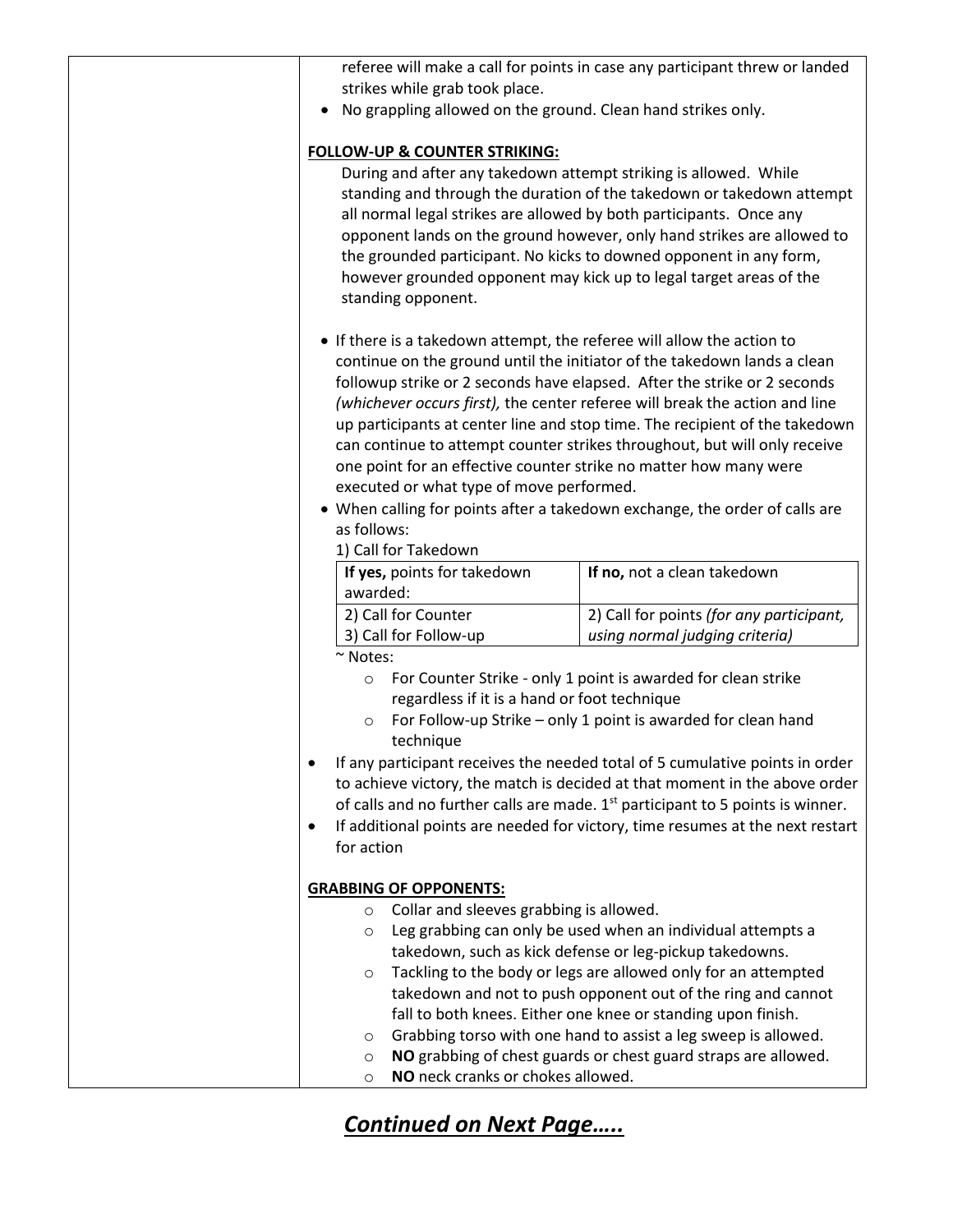referee will make a call for points in case any participant threw or landed strikes while grab took place.

- No grappling allowed on the ground. Clean hand strikes only.

**FOLLOW-UP & COUNTER STRIKING:**

During and after any takedown attempt striking is allowed. While standing and through the duration of the takedown or takedown attempt all normal legal strikes are allowed by both participants. Once any opponent lands on the ground however, only hand strikes are allowed to the grounded participant. No kicks to downed opponent in any form, however grounded opponent may kick up to legal target areas of the standing opponent.

- If there is a takedown attempt, the referee will allow the action to continue on the ground until the initiator of the takedown lands a clean followup strike or 2 seconds have elapsed. After the strike or 2 seconds *(whichever occurs first),* the center referee will break the action and line up participants at center line and stop time. The recipient of the takedown can continue to attempt counter strikes throughout, but will only receive one point for an effective counter strike no matter how many were executed or what type of move performed.
- When calling for points after a takedown exchange, the order of calls are as follows:

1) Call for Takedown

| **If yes,** points for takedown awarded: | **If no,** not a clean takedown |
|---|---|
| 2) Call for Counter<br>3) Call for Follow-up | 2) Call for points *(for any participant, using normal judging criteria)* |

~ Notes:

- For Counter Strike - only 1 point is awarded for clean strike regardless if it is a hand or foot technique
- For Follow-up Strike – only 1 point is awarded for clean hand technique

- If any participant receives the needed total of 5 cumulative points in order to achieve victory, the match is decided at that moment in the above order of calls and no further calls are made. 1st participant to 5 points is winner.
- If additional points are needed for victory, time resumes at the next restart for action

**GRABBING OF OPPONENTS:**

- Collar and sleeves grabbing is allowed.
- Leg grabbing can only be used when an individual attempts a takedown, such as kick defense or leg-pickup takedowns.
- Tackling to the body or legs are allowed only for an attempted takedown and not to push opponent out of the ring and cannot fall to both knees. Either one knee or standing upon finish.
- Grabbing torso with one hand to assist a leg sweep is allowed.
- **NO** grabbing of chest guards or chest guard straps are allowed.
- **NO** neck cranks or chokes allowed.

***Continued on Next Page…..***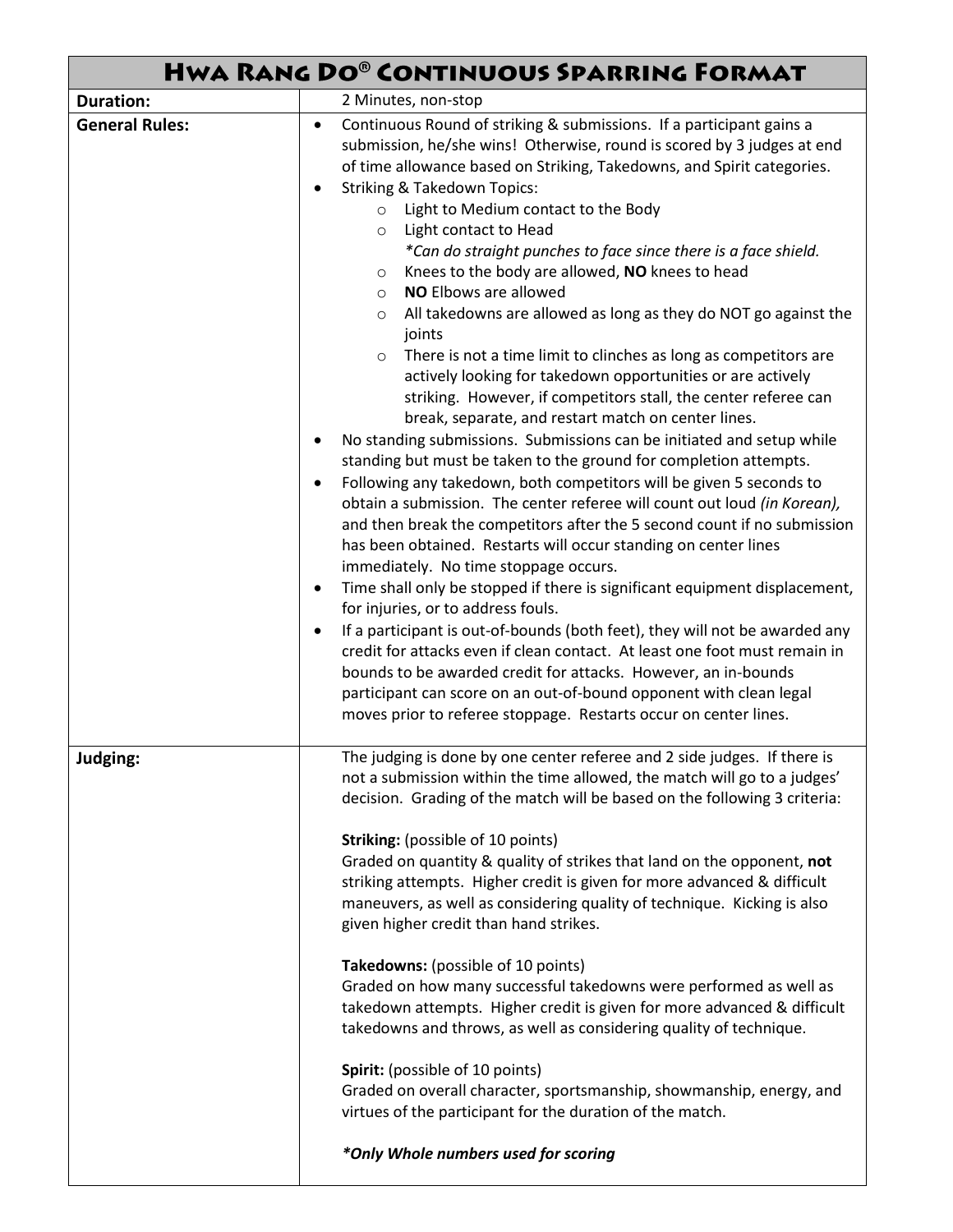# Hwa Rang Do® Continuous Sparring Format

| | |
|---|---|
| **Duration:** | 2 Minutes, non-stop |
| **General Rules:** | • Continuous Round of striking & submissions. If a participant gains a submission, he/she wins! Otherwise, round is scored by 3 judges at end of time allowance based on Striking, Takedowns, and Spirit categories.<br>• Striking & Takedown Topics:<br>&nbsp;&nbsp;&nbsp;&nbsp;○ Light to Medium contact to the Body<br>&nbsp;&nbsp;&nbsp;&nbsp;○ Light contact to Head<br>&nbsp;&nbsp;&nbsp;&nbsp;&nbsp;&nbsp;*\*Can do straight punches to face since there is a face shield.*<br>&nbsp;&nbsp;&nbsp;&nbsp;○ Knees to the body are allowed, **NO** knees to head<br>&nbsp;&nbsp;&nbsp;&nbsp;○ **NO** Elbows are allowed<br>&nbsp;&nbsp;&nbsp;&nbsp;○ All takedowns are allowed as long as they do NOT go against the joints<br>&nbsp;&nbsp;&nbsp;&nbsp;○ There is not a time limit to clinches as long as competitors are actively looking for takedown opportunities or are actively striking. However, if competitors stall, the center referee can break, separate, and restart match on center lines.<br>• No standing submissions. Submissions can be initiated and setup while standing but must be taken to the ground for completion attempts.<br>• Following any takedown, both competitors will be given 5 seconds to obtain a submission. The center referee will count out loud *(in Korean),* and then break the competitors after the 5 second count if no submission has been obtained. Restarts will occur standing on center lines immediately. No time stoppage occurs.<br>• Time shall only be stopped if there is significant equipment displacement, for injuries, or to address fouls.<br>• If a participant is out-of-bounds (both feet), they will not be awarded any credit for attacks even if clean contact. At least one foot must remain in bounds to be awarded credit for attacks. However, an in-bounds participant can score on an out-of-bound opponent with clean legal moves prior to referee stoppage. Restarts occur on center lines. |
| **Judging:** | The judging is done by one center referee and 2 side judges. If there is not a submission within the time allowed, the match will go to a judges' decision. Grading of the match will be based on the following 3 criteria:<br><br>**Striking:** (possible of 10 points)<br>Graded on quantity & quality of strikes that land on the opponent, **not** striking attempts. Higher credit is given for more advanced & difficult maneuvers, as well as considering quality of technique. Kicking is also given higher credit than hand strikes.<br><br>**Takedowns:** (possible of 10 points)<br>Graded on how many successful takedowns were performed as well as takedown attempts. Higher credit is given for more advanced & difficult takedowns and throws, as well as considering quality of technique.<br><br>**Spirit:** (possible of 10 points)<br>Graded on overall character, sportsmanship, showmanship, energy, and virtues of the participant for the duration of the match.<br><br>***\*Only Whole numbers used for scoring*** |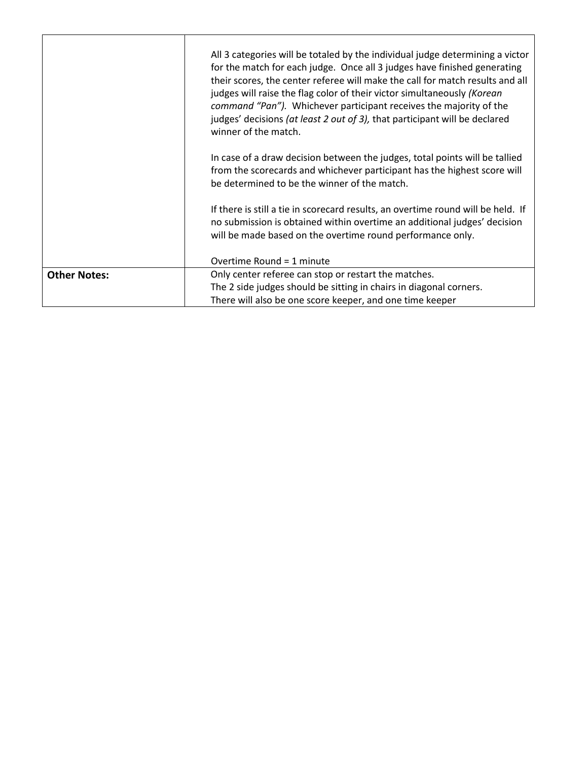| | |
|---|---|
| | All 3 categories will be totaled by the individual judge determining a victor for the match for each judge. Once all 3 judges have finished generating their scores, the center referee will make the call for match results and all judges will raise the flag color of their victor simultaneously *(Korean command "Pan").* Whichever participant receives the majority of the judges' decisions *(at least 2 out of 3),* that participant will be declared winner of the match.<br><br>In case of a draw decision between the judges, total points will be tallied from the scorecards and whichever participant has the highest score will be determined to be the winner of the match.<br><br>If there is still a tie in scorecard results, an overtime round will be held. If no submission is obtained within overtime an additional judges' decision will be made based on the overtime round performance only.<br><br>Overtime Round = 1 minute |
| **Other Notes:** | Only center referee can stop or restart the matches.<br>The 2 side judges should be sitting in chairs in diagonal corners.<br>There will also be one score keeper, and one time keeper |